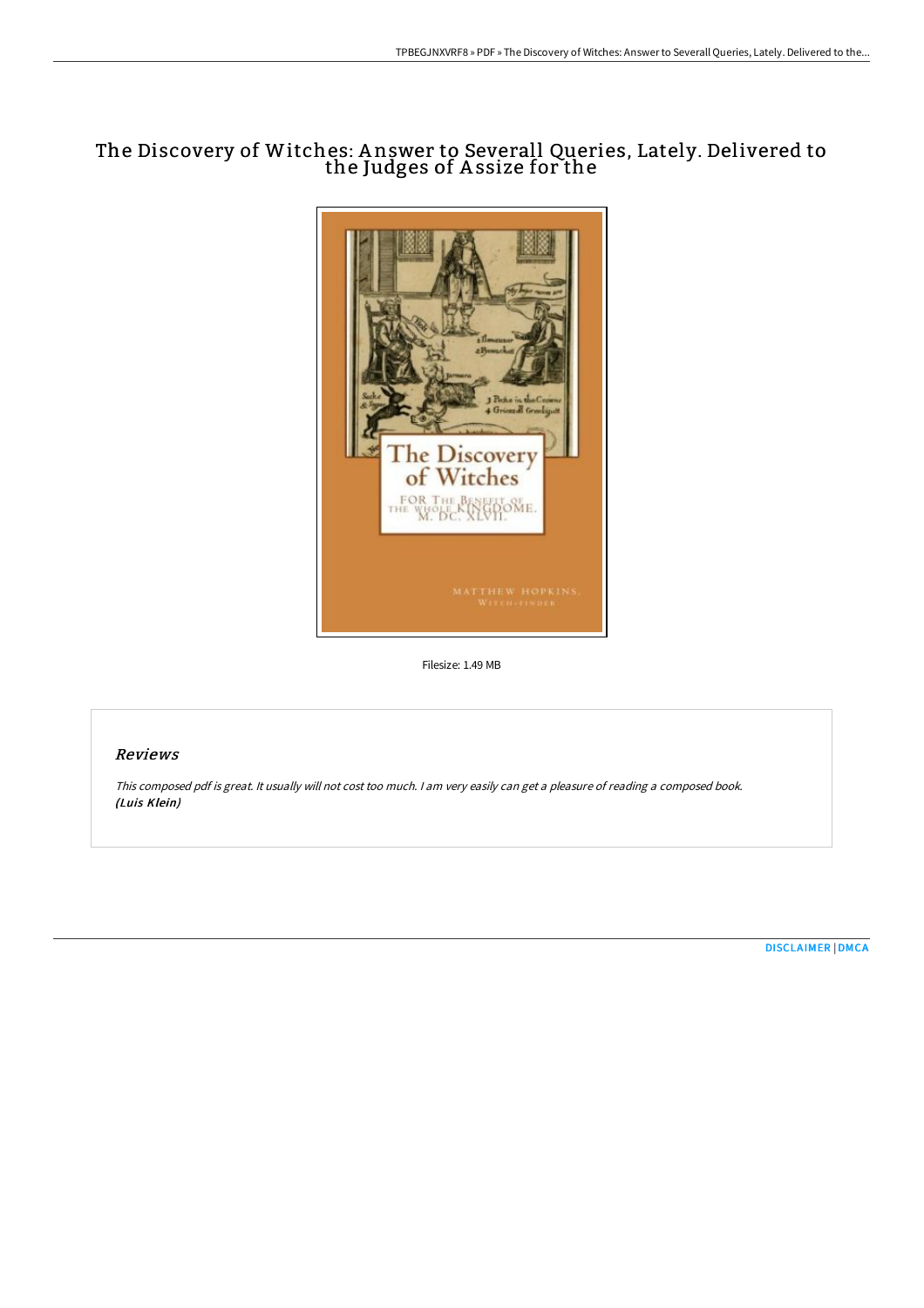# The Discovery of Witches: Answer to Severall Queries, Lately. Delivered to the Judges of Assize for the

Filesize: 1.49 MB

## Reviews

*This composed pdf is great. It usually will not cost too much. I am very easily can get a pleasure of reading a composed book.*
***(Luis Klein)***

DISCLAIMER | DMCA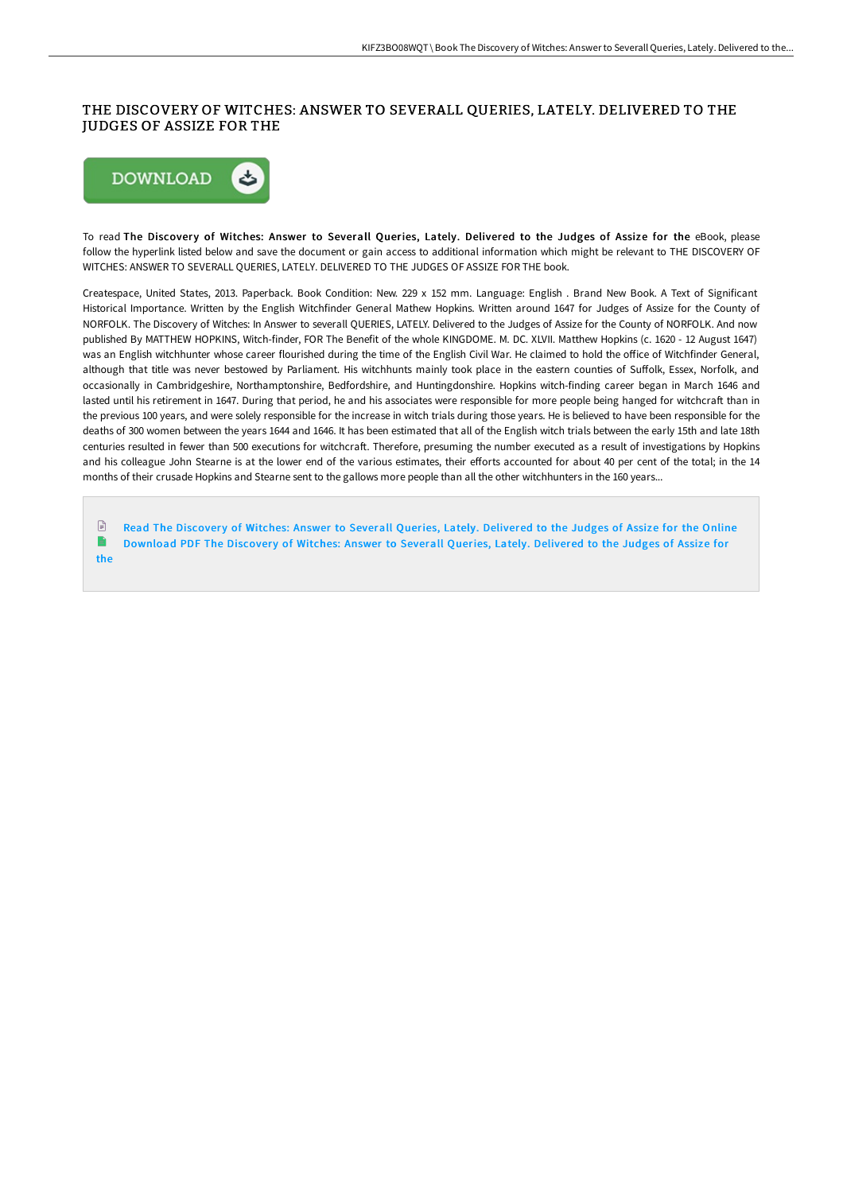# THE DISCOVERY OF WITCHES: ANSWER TO SEVERALL QUERIES, LATELY. DELIVERED TO THE JUDGES OF ASSIZE FOR THE

To read **The Discovery of Witches: Answer to Severall Queries, Lately. Delivered to the Judges of Assize for the** eBook, please follow the hyperlink listed below and save the document or gain access to additional information which might be relevant to THE DISCOVERY OF WITCHES: ANSWER TO SEVERALL QUERIES, LATELY. DELIVERED TO THE JUDGES OF ASSIZE FOR THE book.

Createspace, United States, 2013. Paperback. Book Condition: New. 229 x 152 mm. Language: English . Brand New Book. A Text of Significant Historical Importance. Written by the English Witchfinder General Mathew Hopkins. Written around 1647 for Judges of Assize for the County of NORFOLK. The Discovery of Witches: In Answer to severall QUERIES, LATELY. Delivered to the Judges of Assize for the County of NORFOLK. And now published By MATTHEW HOPKINS, Witch-finder, FOR The Benefit of the whole KINGDOME. M. DC. XLVII. Matthew Hopkins (c. 1620 - 12 August 1647) was an English witchhunter whose career flourished during the time of the English Civil War. He claimed to hold the office of Witchfinder General, although that title was never bestowed by Parliament. His witchhunts mainly took place in the eastern counties of Suffolk, Essex, Norfolk, and occasionally in Cambridgeshire, Northamptonshire, Bedfordshire, and Huntingdonshire. Hopkins witch-finding career began in March 1646 and lasted until his retirement in 1647. During that period, he and his associates were responsible for more people being hanged for witchcraft than in the previous 100 years, and were solely responsible for the increase in witch trials during those years. He is believed to have been responsible for the deaths of 300 women between the years 1644 and 1646. It has been estimated that all of the English witch trials between the early 15th and late 18th centuries resulted in fewer than 500 executions for witchcraft. Therefore, presuming the number executed as a result of investigations by Hopkins and his colleague John Stearne is at the lower end of the various estimates, their efforts accounted for about 40 per cent of the total; in the 14 months of their crusade Hopkins and Stearne sent to the gallows more people than all the other witchhunters in the 160 years...

- Read The Discovery of Witches: Answer to Severall Queries, Lately. Delivered to the Judges of Assize for the Online
- Download PDF The Discovery of Witches: Answer to Severall Queries, Lately. Delivered to the Judges of Assize for the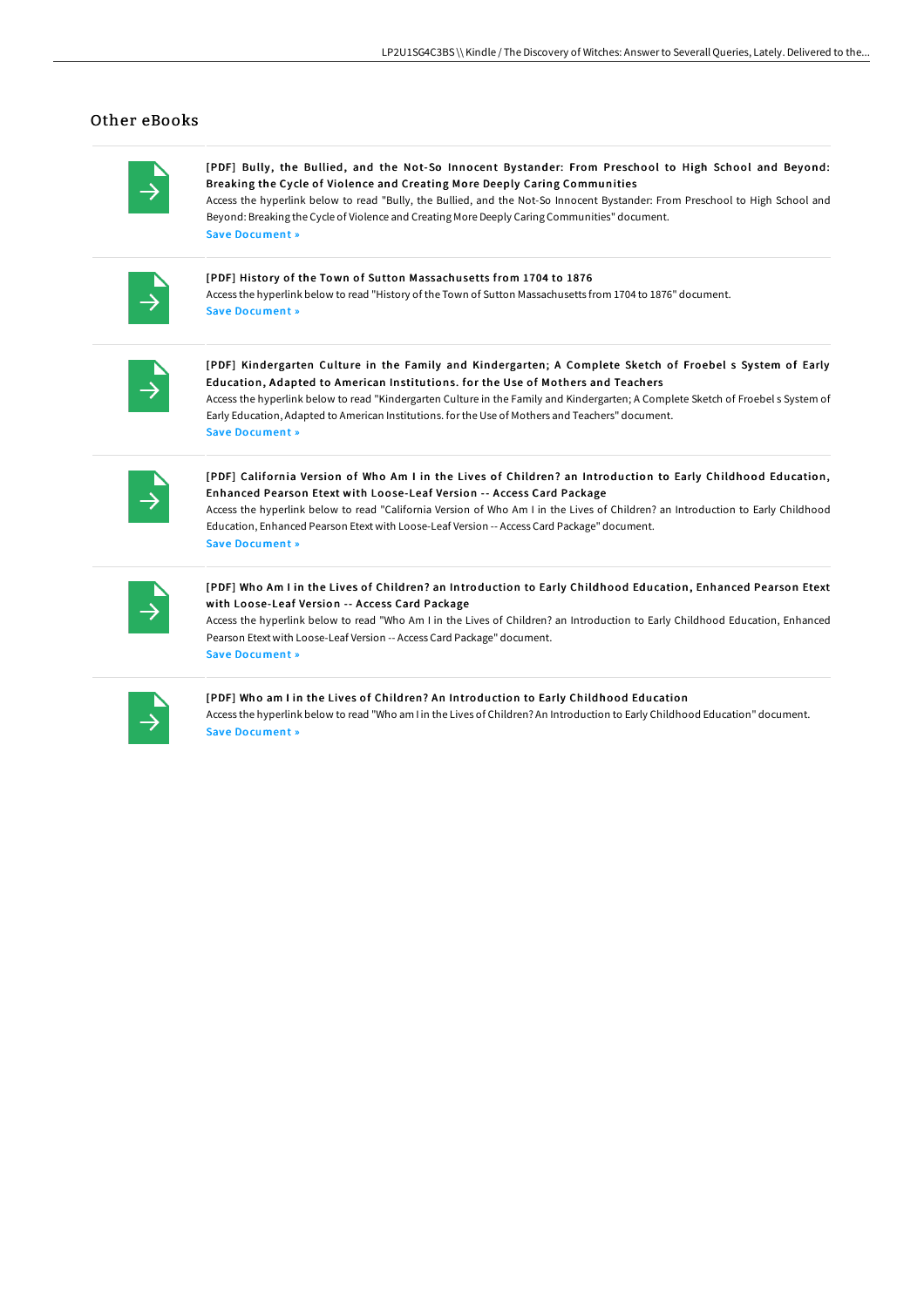## Other eBooks

[PDF] Bully, the Bullied, and the Not-So Innocent Bystander: From Preschool to High School and Beyond: Breaking the Cycle of Violence and Creating More Deeply Caring Communities

Access the hyperlink below to read "Bully, the Bullied, and the Not-So Innocent Bystander: From Preschool to High School and Beyond: Breaking the Cycle of Violence and Creating More Deeply Caring Communities" document.

Save Document »

[PDF] History of the Town of Sutton Massachusetts from 1704 to 1876

Access the hyperlink below to read "History of the Town of Sutton Massachusetts from 1704 to 1876" document.

Save Document »

[PDF] Kindergarten Culture in the Family and Kindergarten; A Complete Sketch of Froebel s System of Early Education, Adapted to American Institutions. for the Use of Mothers and Teachers

Access the hyperlink below to read "Kindergarten Culture in the Family and Kindergarten; A Complete Sketch of Froebel s System of Early Education, Adapted to American Institutions. for the Use of Mothers and Teachers" document.

Save Document »

[PDF] California Version of Who Am I in the Lives of Children? an Introduction to Early Childhood Education, Enhanced Pearson Etext with Loose-Leaf Version -- Access Card Package

Access the hyperlink below to read "California Version of Who Am I in the Lives of Children? an Introduction to Early Childhood Education, Enhanced Pearson Etext with Loose-Leaf Version -- Access Card Package" document.

Save Document »

[PDF] Who Am I in the Lives of Children? an Introduction to Early Childhood Education, Enhanced Pearson Etext with Loose-Leaf Version -- Access Card Package

Access the hyperlink below to read "Who Am I in the Lives of Children? an Introduction to Early Childhood Education, Enhanced Pearson Etext with Loose-Leaf Version -- Access Card Package" document.

Save Document »

[PDF] Who am I in the Lives of Children? An Introduction to Early Childhood Education

Access the hyperlink below to read "Who am I in the Lives of Children? An Introduction to Early Childhood Education" document.

Save Document »